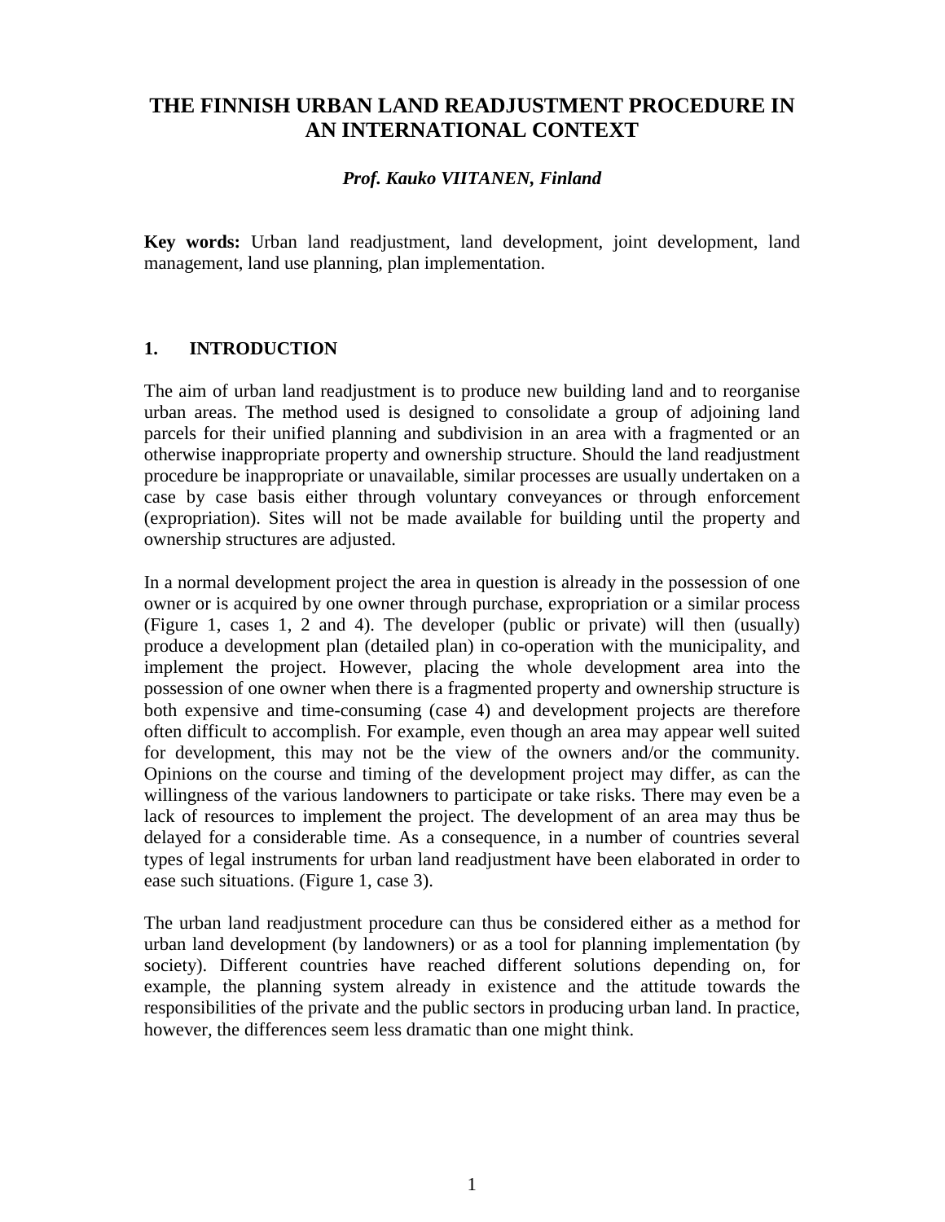# THE FINNISH URBAN LAND READJUSTMENT PROCEDURE IN AN INTERNATIONAL CONTEXT

***Prof. Kauko VIITANEN, Finland***

**Key words:** Urban land readjustment, land development, joint development, land management, land use planning, plan implementation.

## 1. INTRODUCTION

The aim of urban land readjustment is to produce new building land and to reorganise urban areas. The method used is designed to consolidate a group of adjoining land parcels for their unified planning and subdivision in an area with a fragmented or an otherwise inappropriate property and ownership structure. Should the land readjustment procedure be inappropriate or unavailable, similar processes are usually undertaken on a case by case basis either through voluntary conveyances or through enforcement (expropriation). Sites will not be made available for building until the property and ownership structures are adjusted.

In a normal development project the area in question is already in the possession of one owner or is acquired by one owner through purchase, expropriation or a similar process (Figure 1, cases 1, 2 and 4). The developer (public or private) will then (usually) produce a development plan (detailed plan) in co-operation with the municipality, and implement the project. However, placing the whole development area into the possession of one owner when there is a fragmented property and ownership structure is both expensive and time-consuming (case 4) and development projects are therefore often difficult to accomplish. For example, even though an area may appear well suited for development, this may not be the view of the owners and/or the community. Opinions on the course and timing of the development project may differ, as can the willingness of the various landowners to participate or take risks. There may even be a lack of resources to implement the project. The development of an area may thus be delayed for a considerable time. As a consequence, in a number of countries several types of legal instruments for urban land readjustment have been elaborated in order to ease such situations. (Figure 1, case 3).

The urban land readjustment procedure can thus be considered either as a method for urban land development (by landowners) or as a tool for planning implementation (by society). Different countries have reached different solutions depending on, for example, the planning system already in existence and the attitude towards the responsibilities of the private and the public sectors in producing urban land. In practice, however, the differences seem less dramatic than one might think.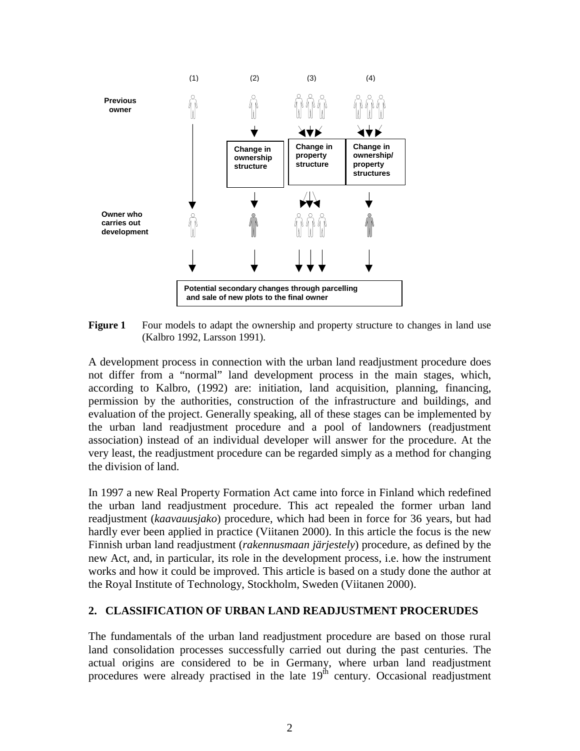(1) (2) (3) (4)

**Previous owner**

**Change in ownership structure**

**Change in property structure**

**Change in ownership/ property structures**

**Owner who carries out development**

**Potential secondary changes through parcelling and sale of new plots to the final owner**

**Figure 1** Four models to adapt the ownership and property structure to changes in land use (Kalbro 1992, Larsson 1991).

A development process in connection with the urban land readjustment procedure does not differ from a "normal" land development process in the main stages, which, according to Kalbro, (1992) are: initiation, land acquisition, planning, financing, permission by the authorities, construction of the infrastructure and buildings, and evaluation of the project. Generally speaking, all of these stages can be implemented by the urban land readjustment procedure and a pool of landowners (readjustment association) instead of an individual developer will answer for the procedure. At the very least, the readjustment procedure can be regarded simply as a method for changing the division of land.

In 1997 a new Real Property Formation Act came into force in Finland which redefined the urban land readjustment procedure. This act repealed the former urban land readjustment (*kaavauusjako*) procedure, which had been in force for 36 years, but had hardly ever been applied in practice (Viitanen 2000). In this article the focus is the new Finnish urban land readjustment (*rakennusmaan järjestely*) procedure, as defined by the new Act, and, in particular, its role in the development process, i.e. how the instrument works and how it could be improved. This article is based on a study done the author at the Royal Institute of Technology, Stockholm, Sweden (Viitanen 2000).

## 2. CLASSIFICATION OF URBAN LAND READJUSTMENT PROCERUDES

The fundamentals of the urban land readjustment procedure are based on those rural land consolidation processes successfully carried out during the past centuries. The actual origins are considered to be in Germany, where urban land readjustment procedures were already practised in the late 19th century. Occasional readjustment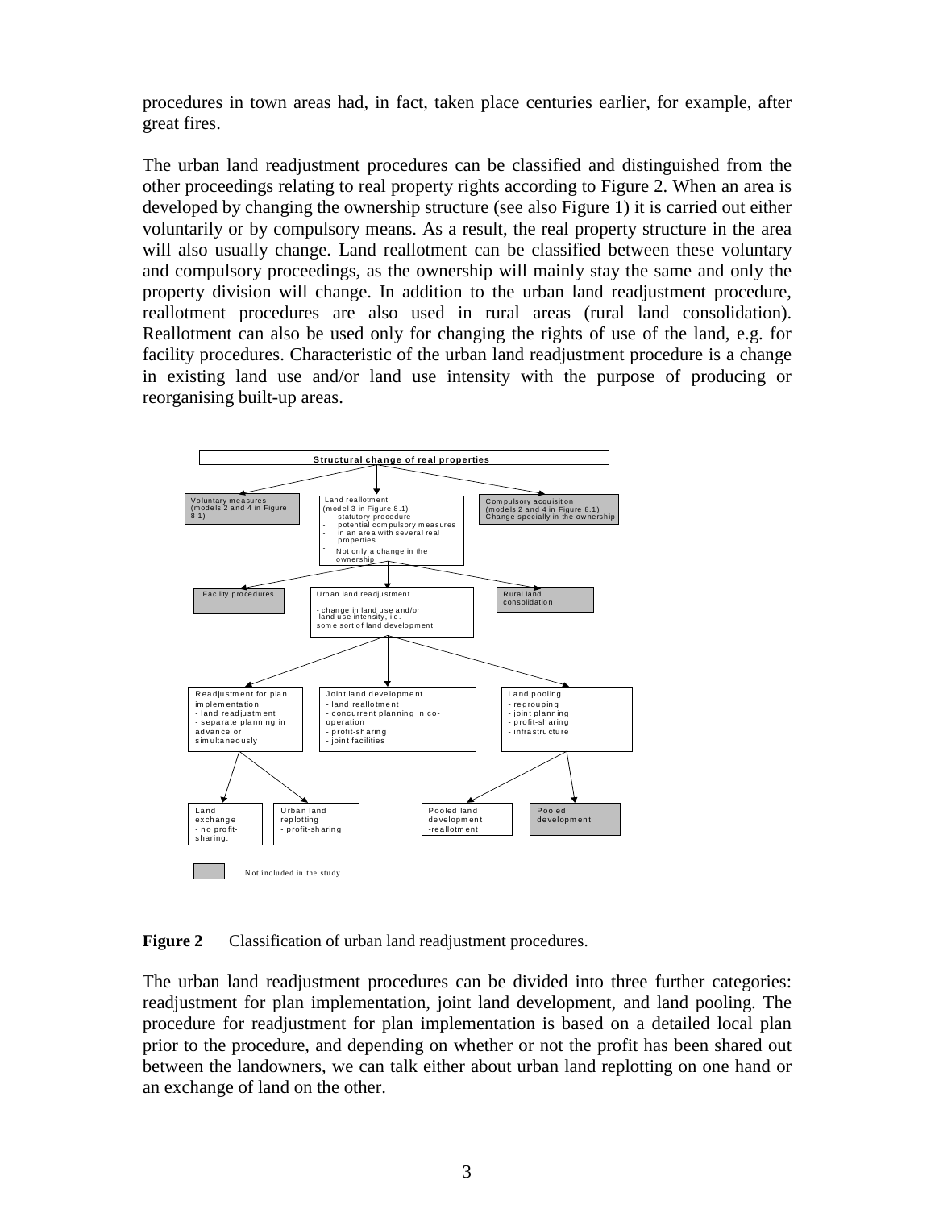procedures in town areas had, in fact, taken place centuries earlier, for example, after great fires.

The urban land readjustment procedures can be classified and distinguished from the other proceedings relating to real property rights according to Figure 2. When an area is developed by changing the ownership structure (see also Figure 1) it is carried out either voluntarily or by compulsory means. As a result, the real property structure in the area will also usually change. Land reallotment can be classified between these voluntary and compulsory proceedings, as the ownership will mainly stay the same and only the property division will change. In addition to the urban land readjustment procedure, reallotment procedures are also used in rural areas (rural land consolidation). Reallotment can also be used only for changing the rights of use of the land, e.g. for facility procedures. Characteristic of the urban land readjustment procedure is a change in existing land use and/or land use intensity with the purpose of producing or reorganising built-up areas.

- **Structural change of real properties**
  - Voluntary measures (models 2 and 4 in Figure 8.1)
  - Land reallotment (model 3 in Figure 8.1)
    - statutory procedure
    - potential compulsory measures
    - in an area with several real properties
    - Not only a change in the ownership
    - Facility procedures
    - Urban land readjustment
      - change in land use and/or land use intensity, i.e. some sort of land development
      - Readjustment for plan implementation
        - land readjustment
        - separate planning in advance or simultaneously
        - Land exchange
          - no profit-sharing.
        - Urban land replotting
          - profit-sharing
      - Joint land development
        - land reallotment
        - concurrent planning in co-operation
        - profit-sharing
        - joint facilities
      - Land pooling
        - regrouping
        - joint planning
        - profit-sharing
        - infrastructure
        - Pooled land development
          - reallotment
        - Pooled development
    - Rural land consolidation
  - Compulsory acquisition (models 2 and 4 in Figure 8.1) Change specially in the ownership

Shaded boxes: Not included in the study (Voluntary measures, Compulsory acquisition, Facility procedures, Rural land consolidation, Pooled development)

**Figure 2** Classification of urban land readjustment procedures.

The urban land readjustment procedures can be divided into three further categories: readjustment for plan implementation, joint land development, and land pooling. The procedure for readjustment for plan implementation is based on a detailed local plan prior to the procedure, and depending on whether or not the profit has been shared out between the landowners, we can talk either about urban land replotting on one hand or an exchange of land on the other.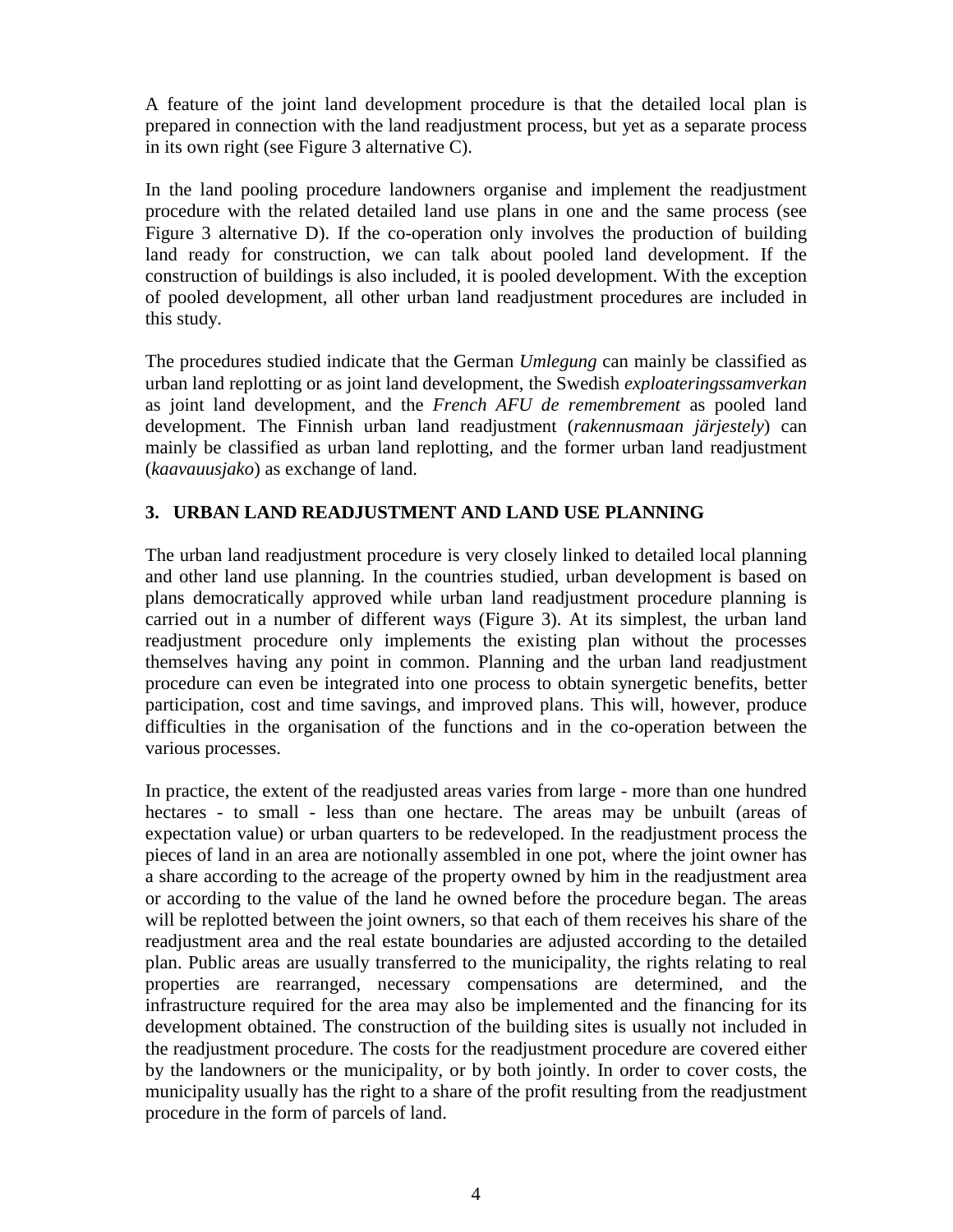A feature of the joint land development procedure is that the detailed local plan is prepared in connection with the land readjustment process, but yet as a separate process in its own right (see Figure 3 alternative C).

In the land pooling procedure landowners organise and implement the readjustment procedure with the related detailed land use plans in one and the same process (see Figure 3 alternative D). If the co-operation only involves the production of building land ready for construction, we can talk about pooled land development. If the construction of buildings is also included, it is pooled development. With the exception of pooled development, all other urban land readjustment procedures are included in this study.

The procedures studied indicate that the German *Umlegung* can mainly be classified as urban land replotting or as joint land development, the Swedish *exploateringssamverkan* as joint land development, and the *French AFU de remembrement* as pooled land development. The Finnish urban land readjustment (*rakennusmaan järjestely*) can mainly be classified as urban land replotting, and the former urban land readjustment (*kaavauusjako*) as exchange of land.

## 3. URBAN LAND READJUSTMENT AND LAND USE PLANNING

The urban land readjustment procedure is very closely linked to detailed local planning and other land use planning. In the countries studied, urban development is based on plans democratically approved while urban land readjustment procedure planning is carried out in a number of different ways (Figure 3). At its simplest, the urban land readjustment procedure only implements the existing plan without the processes themselves having any point in common. Planning and the urban land readjustment procedure can even be integrated into one process to obtain synergetic benefits, better participation, cost and time savings, and improved plans. This will, however, produce difficulties in the organisation of the functions and in the co-operation between the various processes.

In practice, the extent of the readjusted areas varies from large - more than one hundred hectares - to small - less than one hectare. The areas may be unbuilt (areas of expectation value) or urban quarters to be redeveloped. In the readjustment process the pieces of land in an area are notionally assembled in one pot, where the joint owner has a share according to the acreage of the property owned by him in the readjustment area or according to the value of the land he owned before the procedure began. The areas will be replotted between the joint owners, so that each of them receives his share of the readjustment area and the real estate boundaries are adjusted according to the detailed plan. Public areas are usually transferred to the municipality, the rights relating to real properties are rearranged, necessary compensations are determined, and the infrastructure required for the area may also be implemented and the financing for its development obtained. The construction of the building sites is usually not included in the readjustment procedure. The costs for the readjustment procedure are covered either by the landowners or the municipality, or by both jointly. In order to cover costs, the municipality usually has the right to a share of the profit resulting from the readjustment procedure in the form of parcels of land.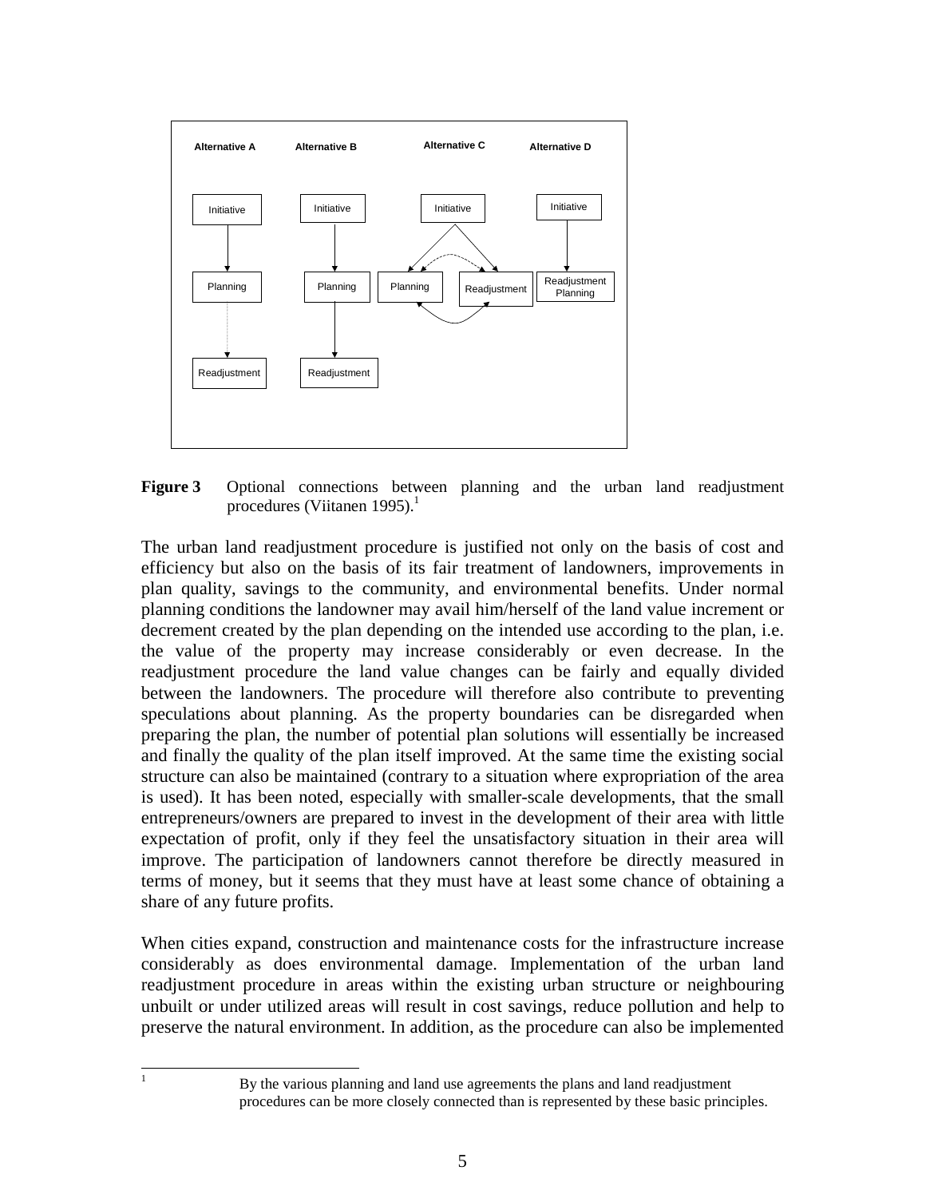Alternative A

Initiative → Planning → Readjustment

Alternative B

Initiative → Planning → Readjustment

Alternative C

Initiative → Planning, Readjustment

Alternative D

Initiative → Readjustment Planning

**Figure 3** Optional connections between planning and the urban land readjustment procedures (Viitanen 1995).[1]

The urban land readjustment procedure is justified not only on the basis of cost and efficiency but also on the basis of its fair treatment of landowners, improvements in plan quality, savings to the community, and environmental benefits. Under normal planning conditions the landowner may avail him/herself of the land value increment or decrement created by the plan depending on the intended use according to the plan, i.e. the value of the property may increase considerably or even decrease. In the readjustment procedure the land value changes can be fairly and equally divided between the landowners. The procedure will therefore also contribute to preventing speculations about planning. As the property boundaries can be disregarded when preparing the plan, the number of potential plan solutions will essentially be increased and finally the quality of the plan itself improved. At the same time the existing social structure can also be maintained (contrary to a situation where expropriation of the area is used). It has been noted, especially with smaller-scale developments, that the small entrepreneurs/owners are prepared to invest in the development of their area with little expectation of profit, only if they feel the unsatisfactory situation in their area will improve. The participation of landowners cannot therefore be directly measured in terms of money, but it seems that they must have at least some chance of obtaining a share of any future profits.

When cities expand, construction and maintenance costs for the infrastructure increase considerably as does environmental damage. Implementation of the urban land readjustment procedure in areas within the existing urban structure or neighbouring unbuilt or under utilized areas will result in cost savings, reduce pollution and help to preserve the natural environment. In addition, as the procedure can also be implemented

---

[1] By the various planning and land use agreements the plans and land readjustment procedures can be more closely connected than is represented by these basic principles.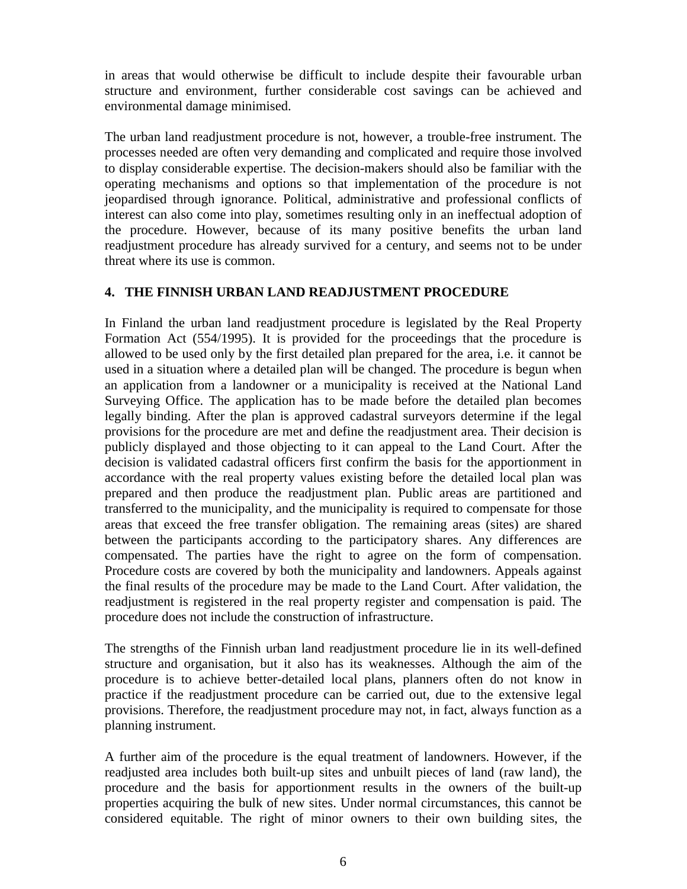in areas that would otherwise be difficult to include despite their favourable urban structure and environment, further considerable cost savings can be achieved and environmental damage minimised.

The urban land readjustment procedure is not, however, a trouble-free instrument. The processes needed are often very demanding and complicated and require those involved to display considerable expertise. The decision-makers should also be familiar with the operating mechanisms and options so that implementation of the procedure is not jeopardised through ignorance. Political, administrative and professional conflicts of interest can also come into play, sometimes resulting only in an ineffectual adoption of the procedure. However, because of its many positive benefits the urban land readjustment procedure has already survived for a century, and seems not to be under threat where its use is common.

## 4. THE FINNISH URBAN LAND READJUSTMENT PROCEDURE

In Finland the urban land readjustment procedure is legislated by the Real Property Formation Act (554/1995). It is provided for the proceedings that the procedure is allowed to be used only by the first detailed plan prepared for the area, i.e. it cannot be used in a situation where a detailed plan will be changed. The procedure is begun when an application from a landowner or a municipality is received at the National Land Surveying Office. The application has to be made before the detailed plan becomes legally binding. After the plan is approved cadastral surveyors determine if the legal provisions for the procedure are met and define the readjustment area. Their decision is publicly displayed and those objecting to it can appeal to the Land Court. After the decision is validated cadastral officers first confirm the basis for the apportionment in accordance with the real property values existing before the detailed local plan was prepared and then produce the readjustment plan. Public areas are partitioned and transferred to the municipality, and the municipality is required to compensate for those areas that exceed the free transfer obligation. The remaining areas (sites) are shared between the participants according to the participatory shares. Any differences are compensated. The parties have the right to agree on the form of compensation. Procedure costs are covered by both the municipality and landowners. Appeals against the final results of the procedure may be made to the Land Court. After validation, the readjustment is registered in the real property register and compensation is paid. The procedure does not include the construction of infrastructure.

The strengths of the Finnish urban land readjustment procedure lie in its well-defined structure and organisation, but it also has its weaknesses. Although the aim of the procedure is to achieve better-detailed local plans, planners often do not know in practice if the readjustment procedure can be carried out, due to the extensive legal provisions. Therefore, the readjustment procedure may not, in fact, always function as a planning instrument.

A further aim of the procedure is the equal treatment of landowners. However, if the readjusted area includes both built-up sites and unbuilt pieces of land (raw land), the procedure and the basis for apportionment results in the owners of the built-up properties acquiring the bulk of new sites. Under normal circumstances, this cannot be considered equitable. The right of minor owners to their own building sites, the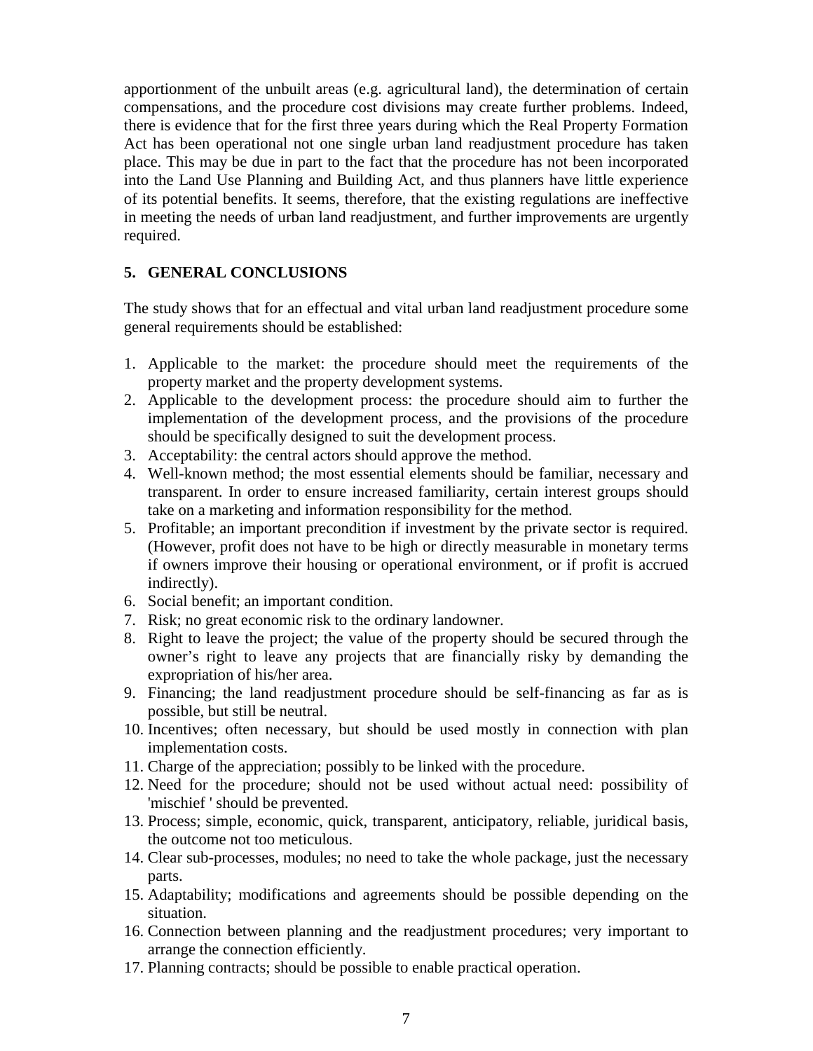apportionment of the unbuilt areas (e.g. agricultural land), the determination of certain compensations, and the procedure cost divisions may create further problems. Indeed, there is evidence that for the first three years during which the Real Property Formation Act has been operational not one single urban land readjustment procedure has taken place. This may be due in part to the fact that the procedure has not been incorporated into the Land Use Planning and Building Act, and thus planners have little experience of its potential benefits. It seems, therefore, that the existing regulations are ineffective in meeting the needs of urban land readjustment, and further improvements are urgently required.

## 5. GENERAL CONCLUSIONS

The study shows that for an effectual and vital urban land readjustment procedure some general requirements should be established:

1. Applicable to the market: the procedure should meet the requirements of the property market and the property development systems.
2. Applicable to the development process: the procedure should aim to further the implementation of the development process, and the provisions of the procedure should be specifically designed to suit the development process.
3. Acceptability: the central actors should approve the method.
4. Well-known method; the most essential elements should be familiar, necessary and transparent. In order to ensure increased familiarity, certain interest groups should take on a marketing and information responsibility for the method.
5. Profitable; an important precondition if investment by the private sector is required. (However, profit does not have to be high or directly measurable in monetary terms if owners improve their housing or operational environment, or if profit is accrued indirectly).
6. Social benefit; an important condition.
7. Risk; no great economic risk to the ordinary landowner.
8. Right to leave the project; the value of the property should be secured through the owner's right to leave any projects that are financially risky by demanding the expropriation of his/her area.
9. Financing; the land readjustment procedure should be self-financing as far as is possible, but still be neutral.
10. Incentives; often necessary, but should be used mostly in connection with plan implementation costs.
11. Charge of the appreciation; possibly to be linked with the procedure.
12. Need for the procedure; should not be used without actual need: possibility of 'mischief ' should be prevented.
13. Process; simple, economic, quick, transparent, anticipatory, reliable, juridical basis, the outcome not too meticulous.
14. Clear sub-processes, modules; no need to take the whole package, just the necessary parts.
15. Adaptability; modifications and agreements should be possible depending on the situation.
16. Connection between planning and the readjustment procedures; very important to arrange the connection efficiently.
17. Planning contracts; should be possible to enable practical operation.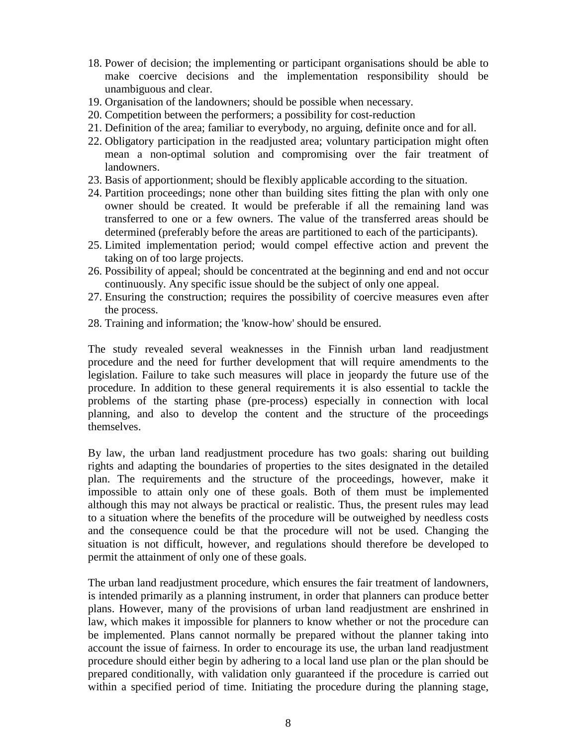18. Power of decision; the implementing or participant organisations should be able to make coercive decisions and the implementation responsibility should be unambiguous and clear.
19. Organisation of the landowners; should be possible when necessary.
20. Competition between the performers; a possibility for cost-reduction
21. Definition of the area; familiar to everybody, no arguing, definite once and for all.
22. Obligatory participation in the readjusted area; voluntary participation might often mean a non-optimal solution and compromising over the fair treatment of landowners.
23. Basis of apportionment; should be flexibly applicable according to the situation.
24. Partition proceedings; none other than building sites fitting the plan with only one owner should be created. It would be preferable if all the remaining land was transferred to one or a few owners. The value of the transferred areas should be determined (preferably before the areas are partitioned to each of the participants).
25. Limited implementation period; would compel effective action and prevent the taking on of too large projects.
26. Possibility of appeal; should be concentrated at the beginning and end and not occur continuously. Any specific issue should be the subject of only one appeal.
27. Ensuring the construction; requires the possibility of coercive measures even after the process.
28. Training and information; the 'know-how' should be ensured.

The study revealed several weaknesses in the Finnish urban land readjustment procedure and the need for further development that will require amendments to the legislation. Failure to take such measures will place in jeopardy the future use of the procedure. In addition to these general requirements it is also essential to tackle the problems of the starting phase (pre-process) especially in connection with local planning, and also to develop the content and the structure of the proceedings themselves.

By law, the urban land readjustment procedure has two goals: sharing out building rights and adapting the boundaries of properties to the sites designated in the detailed plan. The requirements and the structure of the proceedings, however, make it impossible to attain only one of these goals. Both of them must be implemented although this may not always be practical or realistic. Thus, the present rules may lead to a situation where the benefits of the procedure will be outweighed by needless costs and the consequence could be that the procedure will not be used. Changing the situation is not difficult, however, and regulations should therefore be developed to permit the attainment of only one of these goals.

The urban land readjustment procedure, which ensures the fair treatment of landowners, is intended primarily as a planning instrument, in order that planners can produce better plans. However, many of the provisions of urban land readjustment are enshrined in law, which makes it impossible for planners to know whether or not the procedure can be implemented. Plans cannot normally be prepared without the planner taking into account the issue of fairness. In order to encourage its use, the urban land readjustment procedure should either begin by adhering to a local land use plan or the plan should be prepared conditionally, with validation only guaranteed if the procedure is carried out within a specified period of time. Initiating the procedure during the planning stage,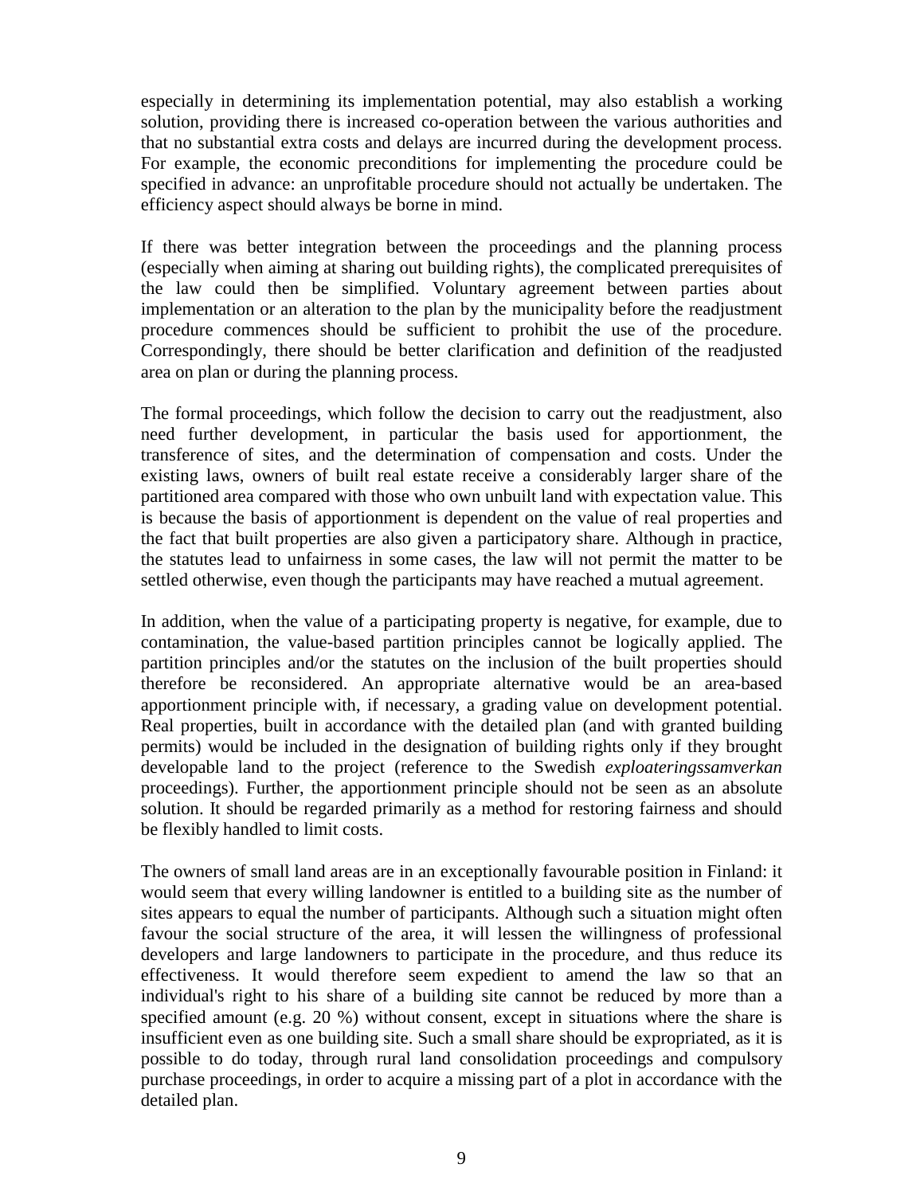especially in determining its implementation potential, may also establish a working solution, providing there is increased co-operation between the various authorities and that no substantial extra costs and delays are incurred during the development process. For example, the economic preconditions for implementing the procedure could be specified in advance: an unprofitable procedure should not actually be undertaken. The efficiency aspect should always be borne in mind.

If there was better integration between the proceedings and the planning process (especially when aiming at sharing out building rights), the complicated prerequisites of the law could then be simplified. Voluntary agreement between parties about implementation or an alteration to the plan by the municipality before the readjustment procedure commences should be sufficient to prohibit the use of the procedure. Correspondingly, there should be better clarification and definition of the readjusted area on plan or during the planning process.

The formal proceedings, which follow the decision to carry out the readjustment, also need further development, in particular the basis used for apportionment, the transference of sites, and the determination of compensation and costs. Under the existing laws, owners of built real estate receive a considerably larger share of the partitioned area compared with those who own unbuilt land with expectation value. This is because the basis of apportionment is dependent on the value of real properties and the fact that built properties are also given a participatory share. Although in practice, the statutes lead to unfairness in some cases, the law will not permit the matter to be settled otherwise, even though the participants may have reached a mutual agreement.

In addition, when the value of a participating property is negative, for example, due to contamination, the value-based partition principles cannot be logically applied. The partition principles and/or the statutes on the inclusion of the built properties should therefore be reconsidered. An appropriate alternative would be an area-based apportionment principle with, if necessary, a grading value on development potential. Real properties, built in accordance with the detailed plan (and with granted building permits) would be included in the designation of building rights only if they brought developable land to the project (reference to the Swedish *exploateringssamverkan* proceedings). Further, the apportionment principle should not be seen as an absolute solution. It should be regarded primarily as a method for restoring fairness and should be flexibly handled to limit costs.

The owners of small land areas are in an exceptionally favourable position in Finland: it would seem that every willing landowner is entitled to a building site as the number of sites appears to equal the number of participants. Although such a situation might often favour the social structure of the area, it will lessen the willingness of professional developers and large landowners to participate in the procedure, and thus reduce its effectiveness. It would therefore seem expedient to amend the law so that an individual's right to his share of a building site cannot be reduced by more than a specified amount (e.g. 20 %) without consent, except in situations where the share is insufficient even as one building site. Such a small share should be expropriated, as it is possible to do today, through rural land consolidation proceedings and compulsory purchase proceedings, in order to acquire a missing part of a plot in accordance with the detailed plan.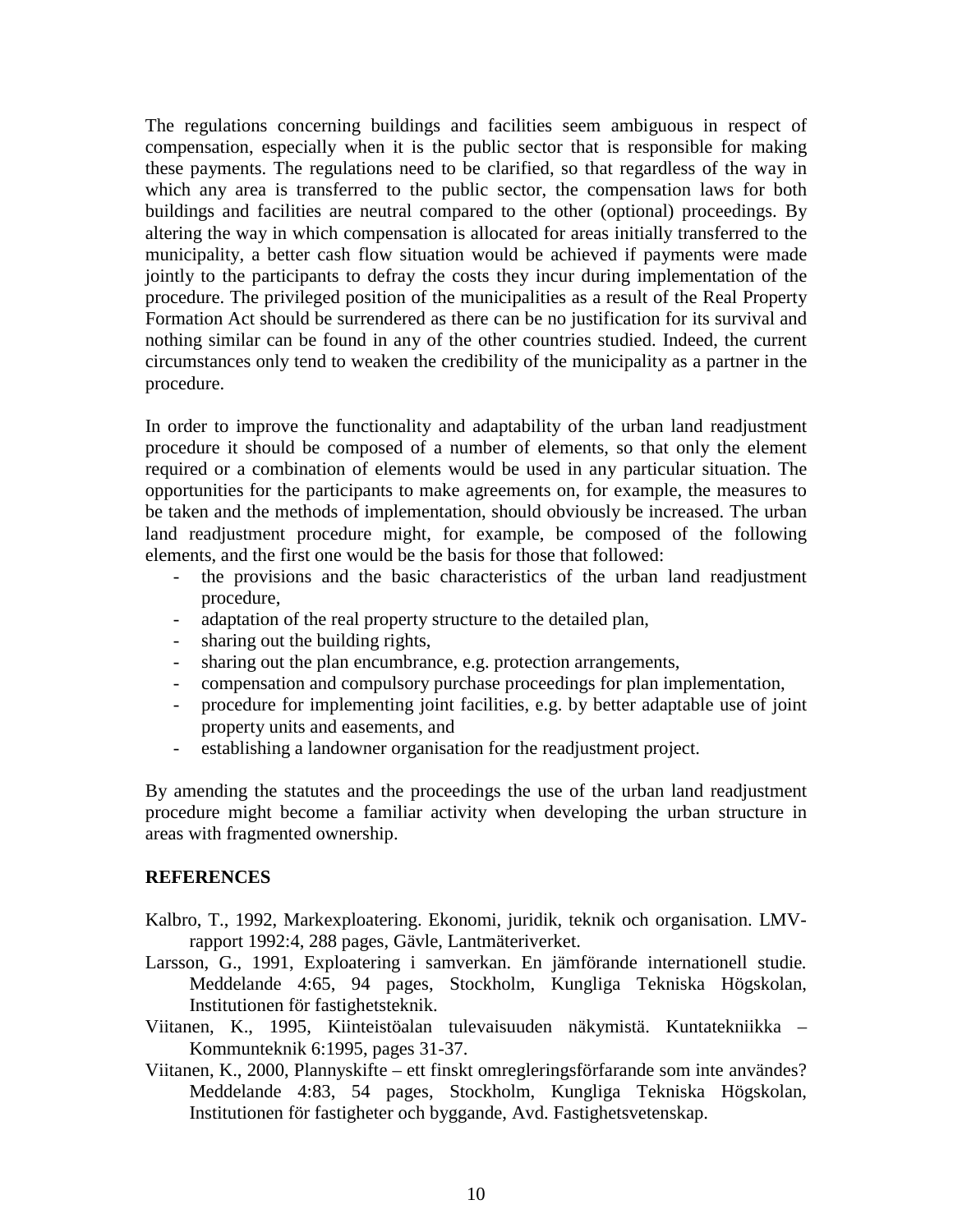The regulations concerning buildings and facilities seem ambiguous in respect of compensation, especially when it is the public sector that is responsible for making these payments. The regulations need to be clarified, so that regardless of the way in which any area is transferred to the public sector, the compensation laws for both buildings and facilities are neutral compared to the other (optional) proceedings. By altering the way in which compensation is allocated for areas initially transferred to the municipality, a better cash flow situation would be achieved if payments were made jointly to the participants to defray the costs they incur during implementation of the procedure. The privileged position of the municipalities as a result of the Real Property Formation Act should be surrendered as there can be no justification for its survival and nothing similar can be found in any of the other countries studied. Indeed, the current circumstances only tend to weaken the credibility of the municipality as a partner in the procedure.

In order to improve the functionality and adaptability of the urban land readjustment procedure it should be composed of a number of elements, so that only the element required or a combination of elements would be used in any particular situation. The opportunities for the participants to make agreements on, for example, the measures to be taken and the methods of implementation, should obviously be increased. The urban land readjustment procedure might, for example, be composed of the following elements, and the first one would be the basis for those that followed:

- the provisions and the basic characteristics of the urban land readjustment procedure,
- adaptation of the real property structure to the detailed plan,
- sharing out the building rights,
- sharing out the plan encumbrance, e.g. protection arrangements,
- compensation and compulsory purchase proceedings for plan implementation,
- procedure for implementing joint facilities, e.g. by better adaptable use of joint property units and easements, and
- establishing a landowner organisation for the readjustment project.

By amending the statutes and the proceedings the use of the urban land readjustment procedure might become a familiar activity when developing the urban structure in areas with fragmented ownership.

## REFERENCES

Kalbro, T., 1992, Markexploatering. Ekonomi, juridik, teknik och organisation. LMV-rapport 1992:4, 288 pages, Gävle, Lantmäteriverket.

Larsson, G., 1991, Exploatering i samverkan. En jämförande internationell studie. Meddelande 4:65, 94 pages, Stockholm, Kungliga Tekniska Högskolan, Institutionen för fastighetsteknik.

Viitanen, K., 1995, Kiinteistöalan tulevaisuuden näkymistä. Kuntatekniikka – Kommunteknik 6:1995, pages 31-37.

Viitanen, K., 2000, Plannyskifte – ett finskt omregleringsförfarande som inte användes? Meddelande 4:83, 54 pages, Stockholm, Kungliga Tekniska Högskolan, Institutionen för fastigheter och byggande, Avd. Fastighetsvetenskap.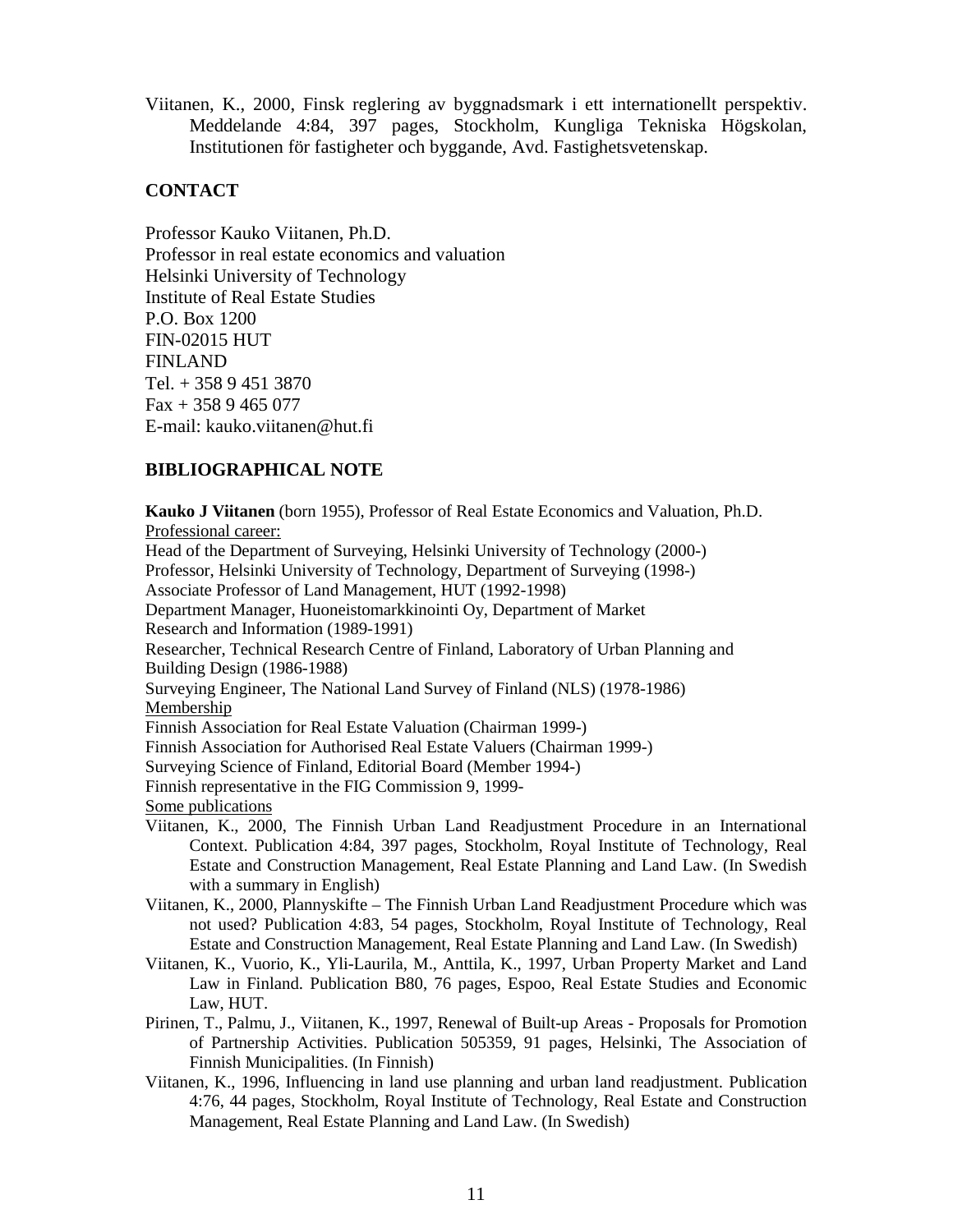Viitanen, K., 2000, Finsk reglering av byggnadsmark i ett internationellt perspektiv. Meddelande 4:84, 397 pages, Stockholm, Kungliga Tekniska Högskolan, Institutionen för fastigheter och byggande, Avd. Fastighetsvetenskap.

## CONTACT

Professor Kauko Viitanen, Ph.D.
Professor in real estate economics and valuation
Helsinki University of Technology
Institute of Real Estate Studies
P.O. Box 1200
FIN-02015 HUT
FINLAND
Tel. + 358 9 451 3870
Fax + 358 9 465 077
E-mail: kauko.viitanen@hut.fi

## BIBLIOGRAPHICAL NOTE

**Kauko J Viitanen** (born 1955), Professor of Real Estate Economics and Valuation, Ph.D.

Professional career:

Head of the Department of Surveying, Helsinki University of Technology (2000-)
Professor, Helsinki University of Technology, Department of Surveying (1998-)
Associate Professor of Land Management, HUT (1992-1998)
Department Manager, Huoneistomarkkinointi Oy, Department of Market Research and Information (1989-1991)
Researcher, Technical Research Centre of Finland, Laboratory of Urban Planning and Building Design (1986-1988)
Surveying Engineer, The National Land Survey of Finland (NLS) (1978-1986)

Membership

Finnish Association for Real Estate Valuation (Chairman 1999-)
Finnish Association for Authorised Real Estate Valuers (Chairman 1999-)
Surveying Science of Finland, Editorial Board (Member 1994-)
Finnish representative in the FIG Commission 9, 1999-

Some publications

Viitanen, K., 2000, The Finnish Urban Land Readjustment Procedure in an International Context. Publication 4:84, 397 pages, Stockholm, Royal Institute of Technology, Real Estate and Construction Management, Real Estate Planning and Land Law. (In Swedish with a summary in English)

Viitanen, K., 2000, Plannyskifte – The Finnish Urban Land Readjustment Procedure which was not used? Publication 4:83, 54 pages, Stockholm, Royal Institute of Technology, Real Estate and Construction Management, Real Estate Planning and Land Law. (In Swedish)

Viitanen, K., Vuorio, K., Yli-Laurila, M., Anttila, K., 1997, Urban Property Market and Land Law in Finland. Publication B80, 76 pages, Espoo, Real Estate Studies and Economic Law, HUT.

Pirinen, T., Palmu, J., Viitanen, K., 1997, Renewal of Built-up Areas - Proposals for Promotion of Partnership Activities. Publication 505359, 91 pages, Helsinki, The Association of Finnish Municipalities. (In Finnish)

Viitanen, K., 1996, Influencing in land use planning and urban land readjustment. Publication 4:76, 44 pages, Stockholm, Royal Institute of Technology, Real Estate and Construction Management, Real Estate Planning and Land Law. (In Swedish)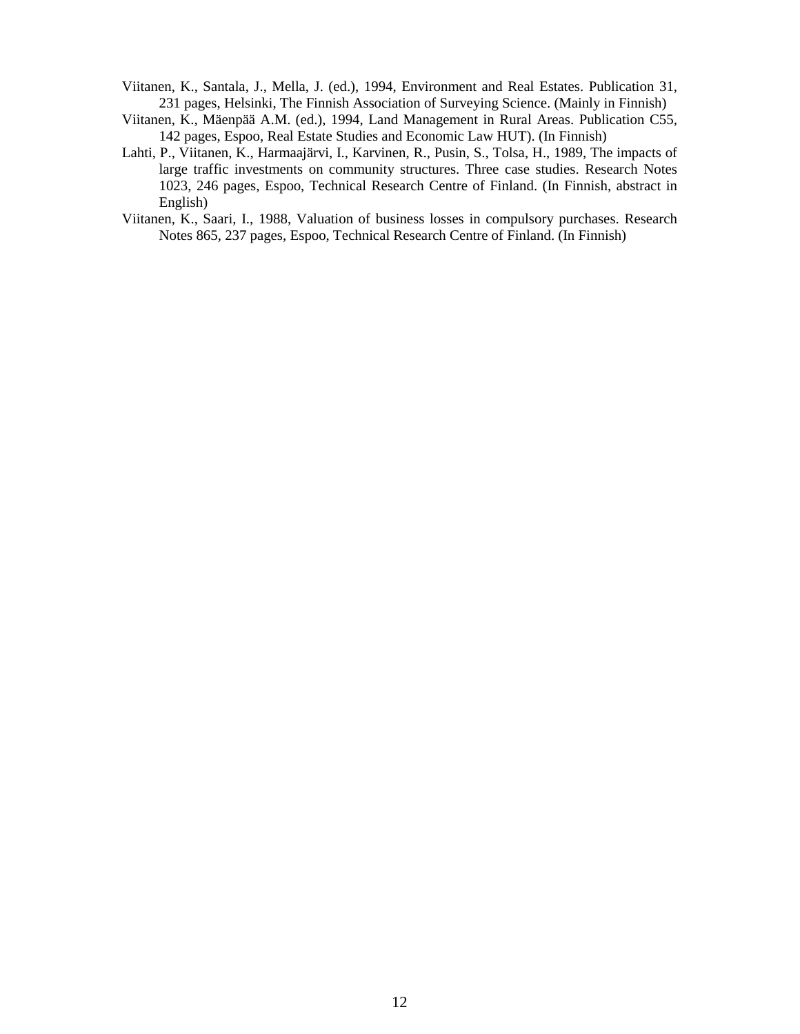Viitanen, K., Santala, J., Mella, J. (ed.), 1994, Environment and Real Estates. Publication 31, 231 pages, Helsinki, The Finnish Association of Surveying Science. (Mainly in Finnish)

Viitanen, K., Mäenpää A.M. (ed.), 1994, Land Management in Rural Areas. Publication C55, 142 pages, Espoo, Real Estate Studies and Economic Law HUT). (In Finnish)

Lahti, P., Viitanen, K., Harmaajärvi, I., Karvinen, R., Pusin, S., Tolsa, H., 1989, The impacts of large traffic investments on community structures. Three case studies. Research Notes 1023, 246 pages, Espoo, Technical Research Centre of Finland. (In Finnish, abstract in English)

Viitanen, K., Saari, I., 1988, Valuation of business losses in compulsory purchases. Research Notes 865, 237 pages, Espoo, Technical Research Centre of Finland. (In Finnish)